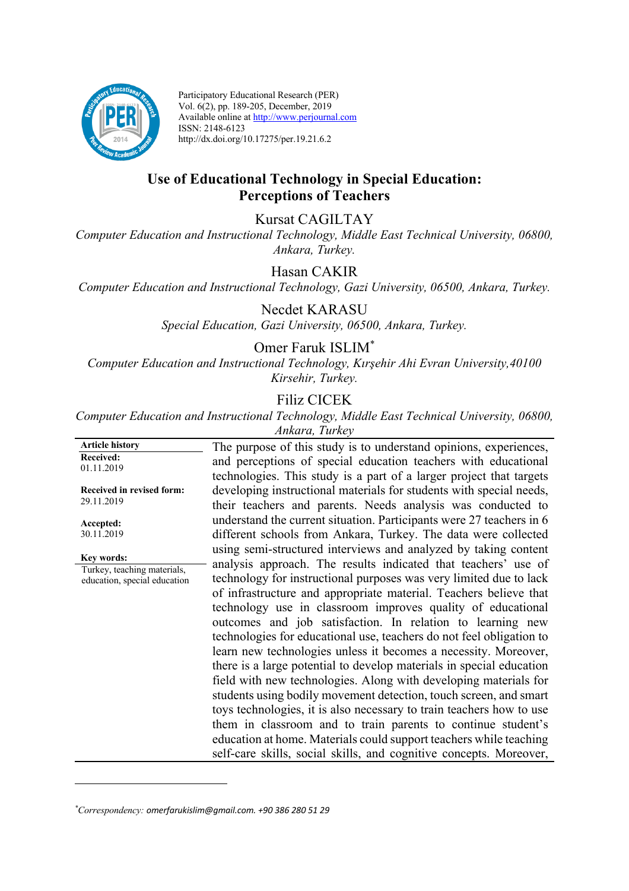Participatory Educational Research (PER)
Vol. 6(2), pp. 189-205, December, 2019
Available online at http://www.perjournal.com
ISSN: 2148-6123
http://dx.doi.org/10.17275/per.19.21.6.2

# Use of Educational Technology in Special Education: Perceptions of Teachers

Kursat CAGILTAY

*Computer Education and Instructional Technology, Middle East Technical University, 06800, Ankara, Turkey.*

Hasan CAKIR

*Computer Education and Instructional Technology, Gazi University, 06500, Ankara, Turkey.*

Necdet KARASU

*Special Education, Gazi University, 06500, Ankara, Turkey.*

Omer Faruk ISLIM*

*Computer Education and Instructional Technology, Kırşehir Ahi Evran University,40100 Kirsehir, Turkey.*

Filiz CICEK

*Computer Education and Instructional Technology, Middle East Technical University, 06800, Ankara, Turkey*

**Article history**
**Received:**
01.11.2019

**Received in revised form:**
29.11.2019

**Accepted:**
30.11.2019

**Key words:**
Turkey, teaching materials, education, special education

The purpose of this study is to understand opinions, experiences, and perceptions of special education teachers with educational technologies. This study is a part of a larger project that targets developing instructional materials for students with special needs, their teachers and parents. Needs analysis was conducted to understand the current situation. Participants were 27 teachers in 6 different schools from Ankara, Turkey. The data were collected using semi-structured interviews and analyzed by taking content analysis approach. The results indicated that teachers' use of technology for instructional purposes was very limited due to lack of infrastructure and appropriate material. Teachers believe that technology use in classroom improves quality of educational outcomes and job satisfaction. In relation to learning new technologies for educational use, teachers do not feel obligation to learn new technologies unless it becomes a necessity. Moreover, there is a large potential to develop materials in special education field with new technologies. Along with developing materials for students using bodily movement detection, touch screen, and smart toys technologies, it is also necessary to train teachers how to use them in classroom and to train parents to continue student's education at home. Materials could support teachers while teaching self-care skills, social skills, and cognitive concepts. Moreover,

---

*Correspondency: omerfarukislim@gmail.com. +90 386 280 51 29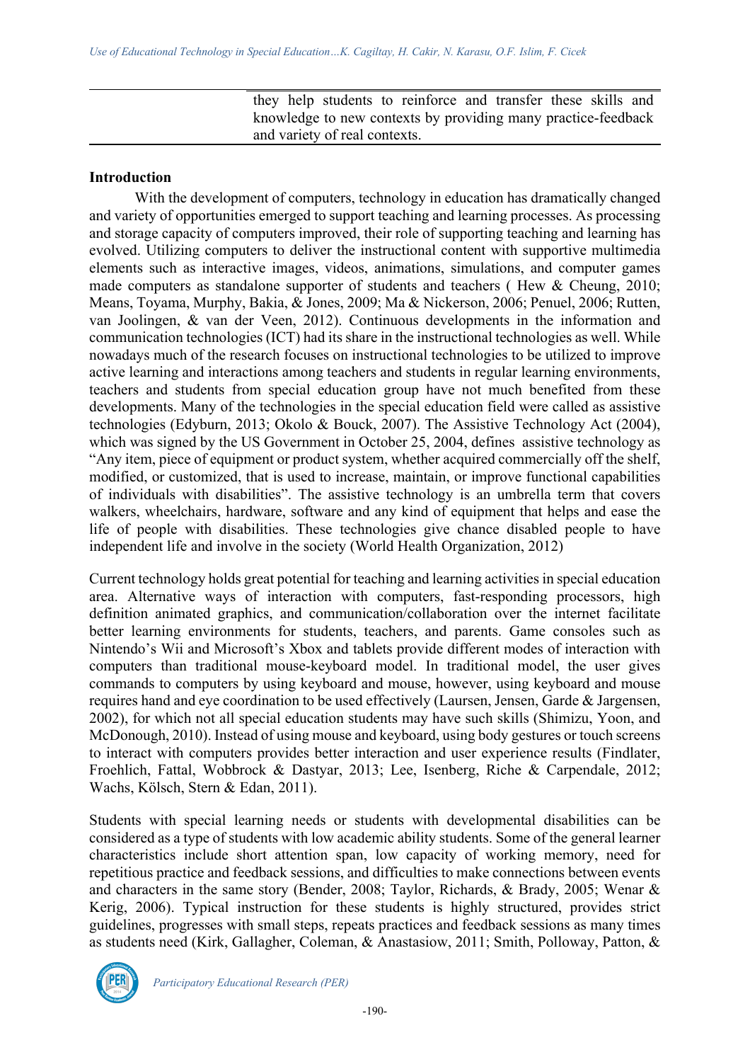|  | they help students to reinforce and transfer these skills and knowledge to new contexts by providing many practice-feedback and variety of real contexts. |
| --- | --- |

## Introduction

With the development of computers, technology in education has dramatically changed and variety of opportunities emerged to support teaching and learning processes. As processing and storage capacity of computers improved, their role of supporting teaching and learning has evolved. Utilizing computers to deliver the instructional content with supportive multimedia elements such as interactive images, videos, animations, simulations, and computer games made computers as standalone supporter of students and teachers ( Hew & Cheung, 2010; Means, Toyama, Murphy, Bakia, & Jones, 2009; Ma & Nickerson, 2006; Penuel, 2006; Rutten, van Joolingen, & van der Veen, 2012). Continuous developments in the information and communication technologies (ICT) had its share in the instructional technologies as well. While nowadays much of the research focuses on instructional technologies to be utilized to improve active learning and interactions among teachers and students in regular learning environments, teachers and students from special education group have not much benefited from these developments. Many of the technologies in the special education field were called as assistive technologies (Edyburn, 2013; Okolo & Bouck, 2007). The Assistive Technology Act (2004), which was signed by the US Government in October 25, 2004, defines assistive technology as "Any item, piece of equipment or product system, whether acquired commercially off the shelf, modified, or customized, that is used to increase, maintain, or improve functional capabilities of individuals with disabilities". The assistive technology is an umbrella term that covers walkers, wheelchairs, hardware, software and any kind of equipment that helps and ease the life of people with disabilities. These technologies give chance disabled people to have independent life and involve in the society (World Health Organization, 2012)

Current technology holds great potential for teaching and learning activities in special education area. Alternative ways of interaction with computers, fast-responding processors, high definition animated graphics, and communication/collaboration over the internet facilitate better learning environments for students, teachers, and parents. Game consoles such as Nintendo's Wii and Microsoft's Xbox and tablets provide different modes of interaction with computers than traditional mouse-keyboard model. In traditional model, the user gives commands to computers by using keyboard and mouse, however, using keyboard and mouse requires hand and eye coordination to be used effectively (Laursen, Jensen, Garde & Jargensen, 2002), for which not all special education students may have such skills (Shimizu, Yoon, and McDonough, 2010). Instead of using mouse and keyboard, using body gestures or touch screens to interact with computers provides better interaction and user experience results (Findlater, Froehlich, Fattal, Wobbrock & Dastyar, 2013; Lee, Isenberg, Riche & Carpendale, 2012; Wachs, Kölsch, Stern & Edan, 2011).

Students with special learning needs or students with developmental disabilities can be considered as a type of students with low academic ability students. Some of the general learner characteristics include short attention span, low capacity of working memory, need for repetitious practice and feedback sessions, and difficulties to make connections between events and characters in the same story (Bender, 2008; Taylor, Richards, & Brady, 2005; Wenar & Kerig, 2006). Typical instruction for these students is highly structured, provides strict guidelines, progresses with small steps, repeats practices and feedback sessions as many times as students need (Kirk, Gallagher, Coleman, & Anastasiow, 2011; Smith, Polloway, Patton, &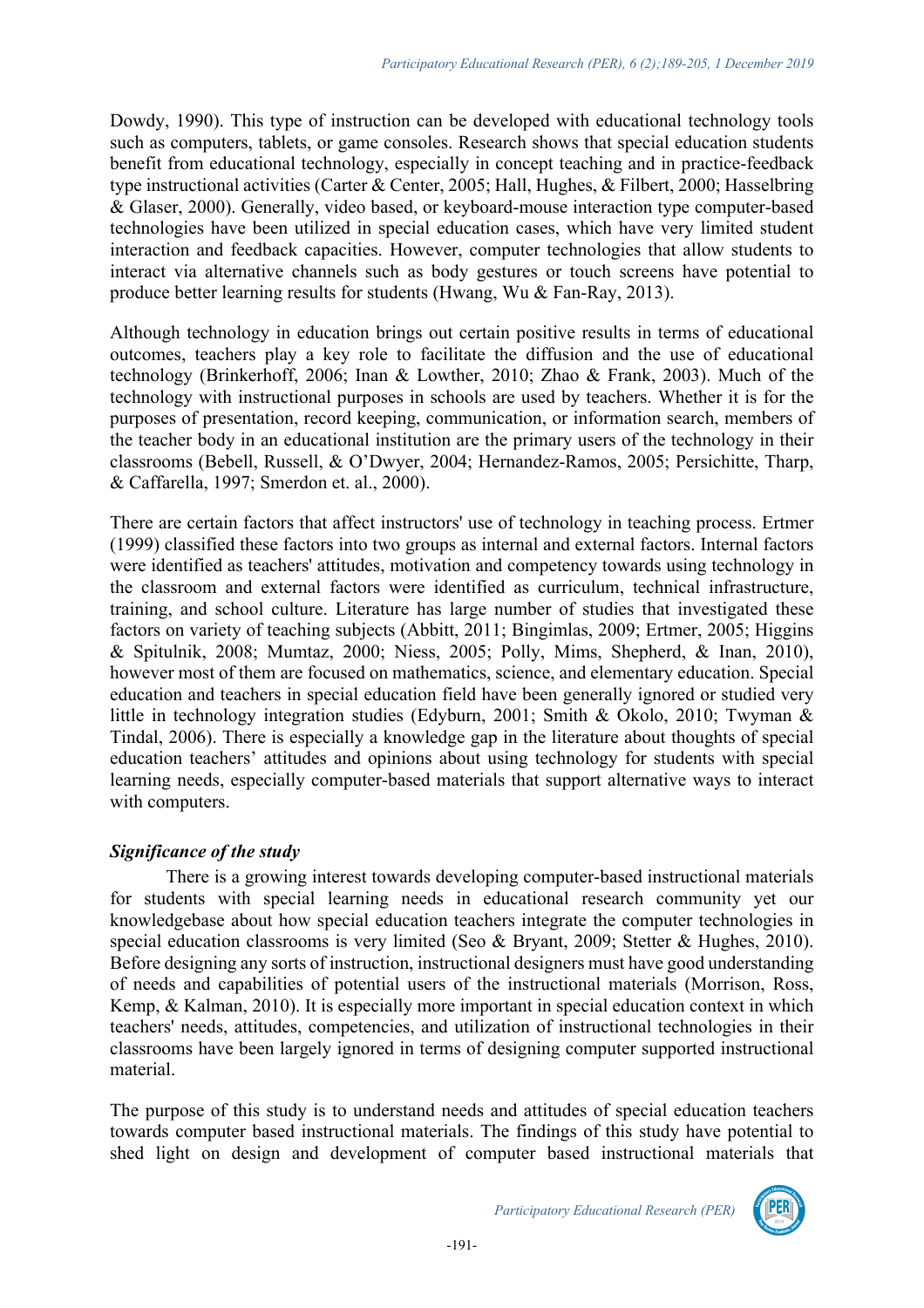Dowdy, 1990). This type of instruction can be developed with educational technology tools such as computers, tablets, or game consoles. Research shows that special education students benefit from educational technology, especially in concept teaching and in practice-feedback type instructional activities (Carter & Center, 2005; Hall, Hughes, & Filbert, 2000; Hasselbring & Glaser, 2000). Generally, video based, or keyboard-mouse interaction type computer-based technologies have been utilized in special education cases, which have very limited student interaction and feedback capacities. However, computer technologies that allow students to interact via alternative channels such as body gestures or touch screens have potential to produce better learning results for students (Hwang, Wu & Fan-Ray, 2013).

Although technology in education brings out certain positive results in terms of educational outcomes, teachers play a key role to facilitate the diffusion and the use of educational technology (Brinkerhoff, 2006; Inan & Lowther, 2010; Zhao & Frank, 2003). Much of the technology with instructional purposes in schools are used by teachers. Whether it is for the purposes of presentation, record keeping, communication, or information search, members of the teacher body in an educational institution are the primary users of the technology in their classrooms (Bebell, Russell, & O'Dwyer, 2004; Hernandez-Ramos, 2005; Persichitte, Tharp, & Caffarella, 1997; Smerdon et. al., 2000).

There are certain factors that affect instructors' use of technology in teaching process. Ertmer (1999) classified these factors into two groups as internal and external factors. Internal factors were identified as teachers' attitudes, motivation and competency towards using technology in the classroom and external factors were identified as curriculum, technical infrastructure, training, and school culture. Literature has large number of studies that investigated these factors on variety of teaching subjects (Abbitt, 2011; Bingimlas, 2009; Ertmer, 2005; Higgins & Spitulnik, 2008; Mumtaz, 2000; Niess, 2005; Polly, Mims, Shepherd, & Inan, 2010), however most of them are focused on mathematics, science, and elementary education. Special education and teachers in special education field have been generally ignored or studied very little in technology integration studies (Edyburn, 2001; Smith & Okolo, 2010; Twyman & Tindal, 2006). There is especially a knowledge gap in the literature about thoughts of special education teachers' attitudes and opinions about using technology for students with special learning needs, especially computer-based materials that support alternative ways to interact with computers.

### *Significance of the study*

There is a growing interest towards developing computer-based instructional materials for students with special learning needs in educational research community yet our knowledgebase about how special education teachers integrate the computer technologies in special education classrooms is very limited (Seo & Bryant, 2009; Stetter & Hughes, 2010). Before designing any sorts of instruction, instructional designers must have good understanding of needs and capabilities of potential users of the instructional materials (Morrison, Ross, Kemp, & Kalman, 2010). It is especially more important in special education context in which teachers' needs, attitudes, competencies, and utilization of instructional technologies in their classrooms have been largely ignored in terms of designing computer supported instructional material.

The purpose of this study is to understand needs and attitudes of special education teachers towards computer based instructional materials. The findings of this study have potential to shed light on design and development of computer based instructional materials that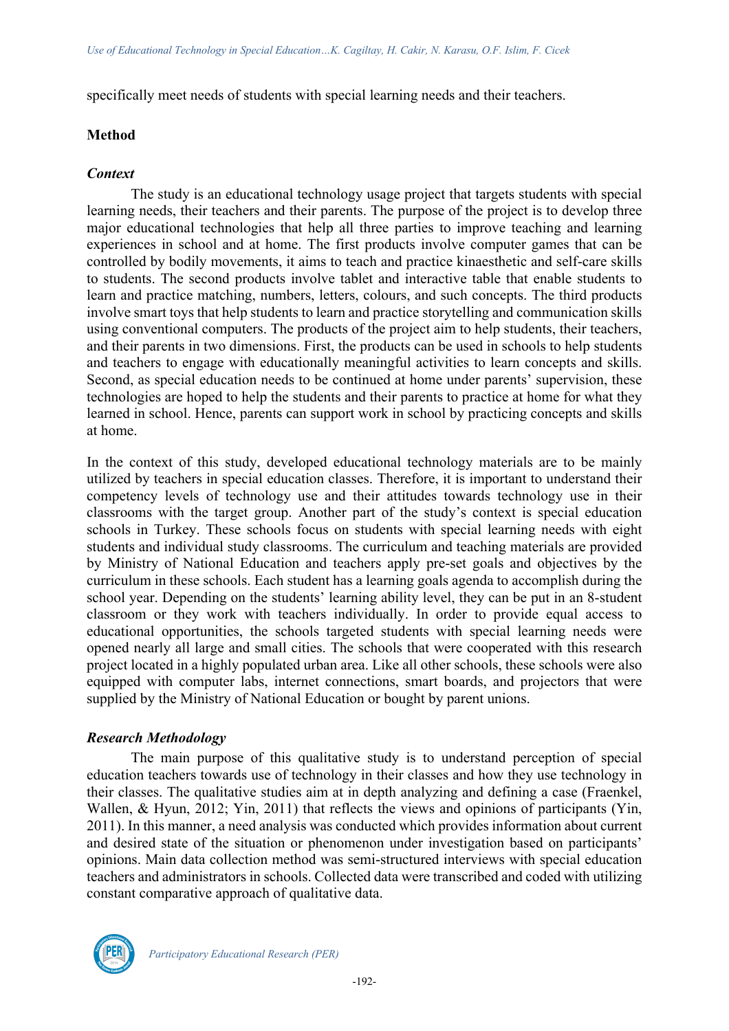specifically meet needs of students with special learning needs and their teachers.

## Method

### *Context*

The study is an educational technology usage project that targets students with special learning needs, their teachers and their parents. The purpose of the project is to develop three major educational technologies that help all three parties to improve teaching and learning experiences in school and at home. The first products involve computer games that can be controlled by bodily movements, it aims to teach and practice kinaesthetic and self-care skills to students. The second products involve tablet and interactive table that enable students to learn and practice matching, numbers, letters, colours, and such concepts. The third products involve smart toys that help students to learn and practice storytelling and communication skills using conventional computers. The products of the project aim to help students, their teachers, and their parents in two dimensions. First, the products can be used in schools to help students and teachers to engage with educationally meaningful activities to learn concepts and skills. Second, as special education needs to be continued at home under parents' supervision, these technologies are hoped to help the students and their parents to practice at home for what they learned in school. Hence, parents can support work in school by practicing concepts and skills at home.

In the context of this study, developed educational technology materials are to be mainly utilized by teachers in special education classes. Therefore, it is important to understand their competency levels of technology use and their attitudes towards technology use in their classrooms with the target group. Another part of the study's context is special education schools in Turkey. These schools focus on students with special learning needs with eight students and individual study classrooms. The curriculum and teaching materials are provided by Ministry of National Education and teachers apply pre-set goals and objectives by the curriculum in these schools. Each student has a learning goals agenda to accomplish during the school year. Depending on the students' learning ability level, they can be put in an 8-student classroom or they work with teachers individually. In order to provide equal access to educational opportunities, the schools targeted students with special learning needs were opened nearly all large and small cities. The schools that were cooperated with this research project located in a highly populated urban area. Like all other schools, these schools were also equipped with computer labs, internet connections, smart boards, and projectors that were supplied by the Ministry of National Education or bought by parent unions.

### *Research Methodology*

The main purpose of this qualitative study is to understand perception of special education teachers towards use of technology in their classes and how they use technology in their classes. The qualitative studies aim at in depth analyzing and defining a case (Fraenkel, Wallen, & Hyun, 2012; Yin, 2011) that reflects the views and opinions of participants (Yin, 2011). In this manner, a need analysis was conducted which provides information about current and desired state of the situation or phenomenon under investigation based on participants' opinions. Main data collection method was semi-structured interviews with special education teachers and administrators in schools. Collected data were transcribed and coded with utilizing constant comparative approach of qualitative data.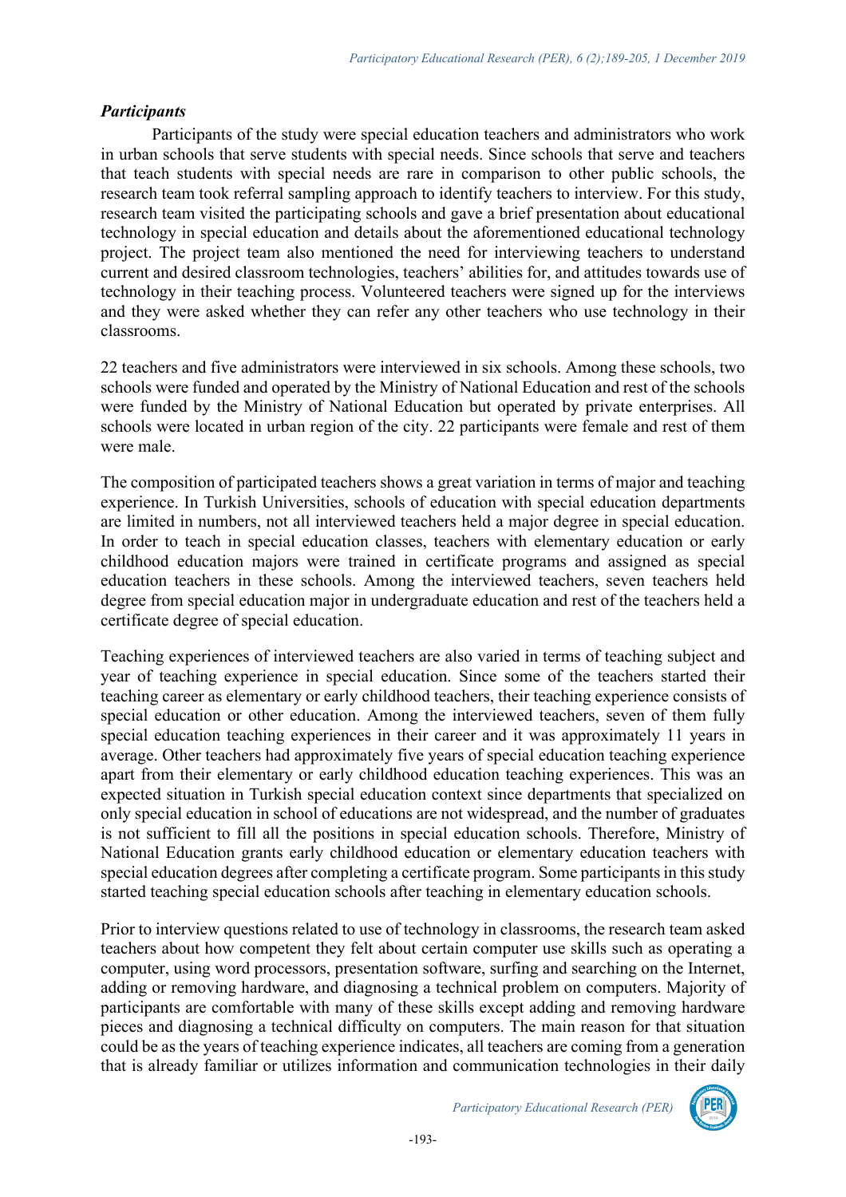### *Participants*

Participants of the study were special education teachers and administrators who work in urban schools that serve students with special needs. Since schools that serve and teachers that teach students with special needs are rare in comparison to other public schools, the research team took referral sampling approach to identify teachers to interview. For this study, research team visited the participating schools and gave a brief presentation about educational technology in special education and details about the aforementioned educational technology project. The project team also mentioned the need for interviewing teachers to understand current and desired classroom technologies, teachers' abilities for, and attitudes towards use of technology in their teaching process. Volunteered teachers were signed up for the interviews and they were asked whether they can refer any other teachers who use technology in their classrooms.

22 teachers and five administrators were interviewed in six schools. Among these schools, two schools were funded and operated by the Ministry of National Education and rest of the schools were funded by the Ministry of National Education but operated by private enterprises. All schools were located in urban region of the city. 22 participants were female and rest of them were male.

The composition of participated teachers shows a great variation in terms of major and teaching experience. In Turkish Universities, schools of education with special education departments are limited in numbers, not all interviewed teachers held a major degree in special education. In order to teach in special education classes, teachers with elementary education or early childhood education majors were trained in certificate programs and assigned as special education teachers in these schools. Among the interviewed teachers, seven teachers held degree from special education major in undergraduate education and rest of the teachers held a certificate degree of special education.

Teaching experiences of interviewed teachers are also varied in terms of teaching subject and year of teaching experience in special education. Since some of the teachers started their teaching career as elementary or early childhood teachers, their teaching experience consists of special education or other education. Among the interviewed teachers, seven of them fully special education teaching experiences in their career and it was approximately 11 years in average. Other teachers had approximately five years of special education teaching experience apart from their elementary or early childhood education teaching experiences. This was an expected situation in Turkish special education context since departments that specialized on only special education in school of educations are not widespread, and the number of graduates is not sufficient to fill all the positions in special education schools. Therefore, Ministry of National Education grants early childhood education or elementary education teachers with special education degrees after completing a certificate program. Some participants in this study started teaching special education schools after teaching in elementary education schools.

Prior to interview questions related to use of technology in classrooms, the research team asked teachers about how competent they felt about certain computer use skills such as operating a computer, using word processors, presentation software, surfing and searching on the Internet, adding or removing hardware, and diagnosing a technical problem on computers. Majority of participants are comfortable with many of these skills except adding and removing hardware pieces and diagnosing a technical difficulty on computers. The main reason for that situation could be as the years of teaching experience indicates, all teachers are coming from a generation that is already familiar or utilizes information and communication technologies in their daily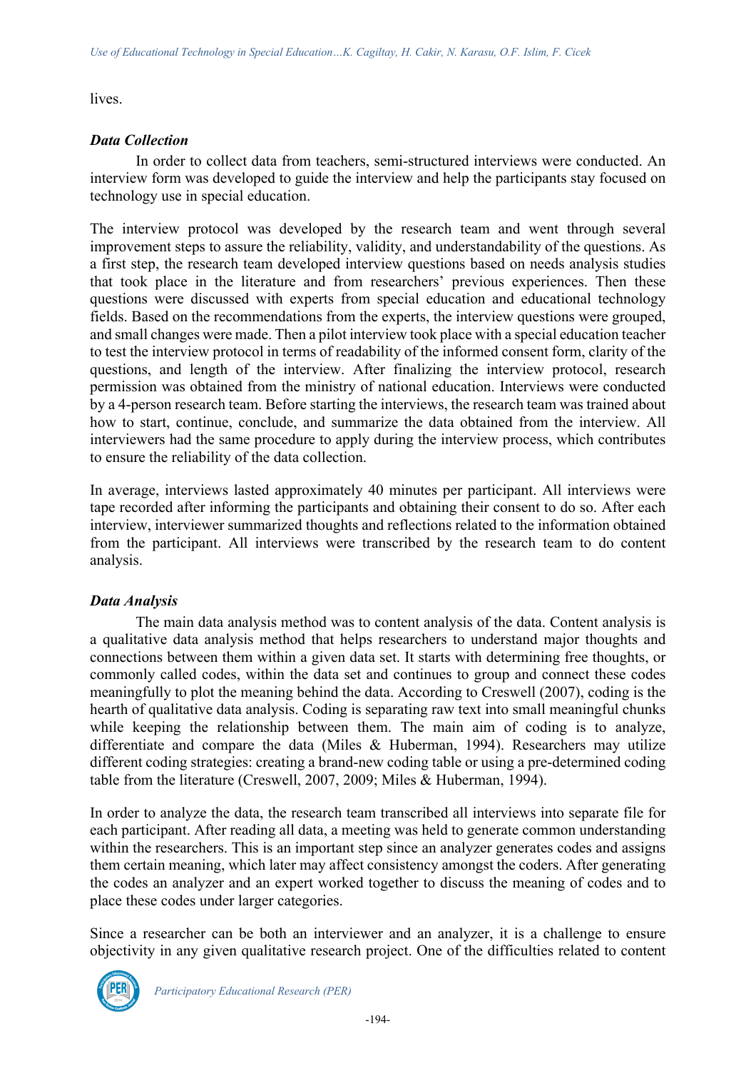lives.

### *Data Collection*

In order to collect data from teachers, semi-structured interviews were conducted. An interview form was developed to guide the interview and help the participants stay focused on technology use in special education.

The interview protocol was developed by the research team and went through several improvement steps to assure the reliability, validity, and understandability of the questions. As a first step, the research team developed interview questions based on needs analysis studies that took place in the literature and from researchers' previous experiences. Then these questions were discussed with experts from special education and educational technology fields. Based on the recommendations from the experts, the interview questions were grouped, and small changes were made. Then a pilot interview took place with a special education teacher to test the interview protocol in terms of readability of the informed consent form, clarity of the questions, and length of the interview. After finalizing the interview protocol, research permission was obtained from the ministry of national education. Interviews were conducted by a 4-person research team. Before starting the interviews, the research team was trained about how to start, continue, conclude, and summarize the data obtained from the interview. All interviewers had the same procedure to apply during the interview process, which contributes to ensure the reliability of the data collection.

In average, interviews lasted approximately 40 minutes per participant. All interviews were tape recorded after informing the participants and obtaining their consent to do so. After each interview, interviewer summarized thoughts and reflections related to the information obtained from the participant. All interviews were transcribed by the research team to do content analysis.

### *Data Analysis*

The main data analysis method was to content analysis of the data. Content analysis is a qualitative data analysis method that helps researchers to understand major thoughts and connections between them within a given data set. It starts with determining free thoughts, or commonly called codes, within the data set and continues to group and connect these codes meaningfully to plot the meaning behind the data. According to Creswell (2007), coding is the hearth of qualitative data analysis. Coding is separating raw text into small meaningful chunks while keeping the relationship between them. The main aim of coding is to analyze, differentiate and compare the data (Miles & Huberman, 1994). Researchers may utilize different coding strategies: creating a brand-new coding table or using a pre-determined coding table from the literature (Creswell, 2007, 2009; Miles & Huberman, 1994).

In order to analyze the data, the research team transcribed all interviews into separate file for each participant. After reading all data, a meeting was held to generate common understanding within the researchers. This is an important step since an analyzer generates codes and assigns them certain meaning, which later may affect consistency amongst the coders. After generating the codes an analyzer and an expert worked together to discuss the meaning of codes and to place these codes under larger categories.

Since a researcher can be both an interviewer and an analyzer, it is a challenge to ensure objectivity in any given qualitative research project. One of the difficulties related to content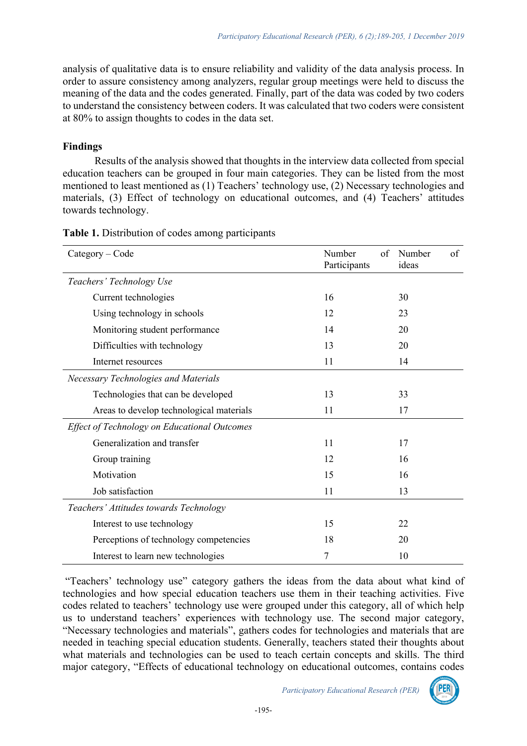analysis of qualitative data is to ensure reliability and validity of the data analysis process. In order to assure consistency among analyzers, regular group meetings were held to discuss the meaning of the data and the codes generated. Finally, part of the data was coded by two coders to understand the consistency between coders. It was calculated that two coders were consistent at 80% to assign thoughts to codes in the data set.

## Findings

Results of the analysis showed that thoughts in the interview data collected from special education teachers can be grouped in four main categories. They can be listed from the most mentioned to least mentioned as (1) Teachers' technology use, (2) Necessary technologies and materials, (3) Effect of technology on educational outcomes, and (4) Teachers' attitudes towards technology.

**Table 1.** Distribution of codes among participants

| Category – Code | Number of Participants | Number of ideas |
|---|---|---|
| *Teachers' Technology Use* | | |
| Current technologies | 16 | 30 |
| Using technology in schools | 12 | 23 |
| Monitoring student performance | 14 | 20 |
| Difficulties with technology | 13 | 20 |
| Internet resources | 11 | 14 |
| *Necessary Technologies and Materials* | | |
| Technologies that can be developed | 13 | 33 |
| Areas to develop technological materials | 11 | 17 |
| *Effect of Technology on Educational Outcomes* | | |
| Generalization and transfer | 11 | 17 |
| Group training | 12 | 16 |
| Motivation | 15 | 16 |
| Job satisfaction | 11 | 13 |
| *Teachers' Attitudes towards Technology* | | |
| Interest to use technology | 15 | 22 |
| Perceptions of technology competencies | 18 | 20 |
| Interest to learn new technologies | 7 | 10 |

"Teachers' technology use" category gathers the ideas from the data about what kind of technologies and how special education teachers use them in their teaching activities. Five codes related to teachers' technology use were grouped under this category, all of which help us to understand teachers' experiences with technology use. The second major category, "Necessary technologies and materials", gathers codes for technologies and materials that are needed in teaching special education students. Generally, teachers stated their thoughts about what materials and technologies can be used to teach certain concepts and skills. The third major category, "Effects of educational technology on educational outcomes, contains codes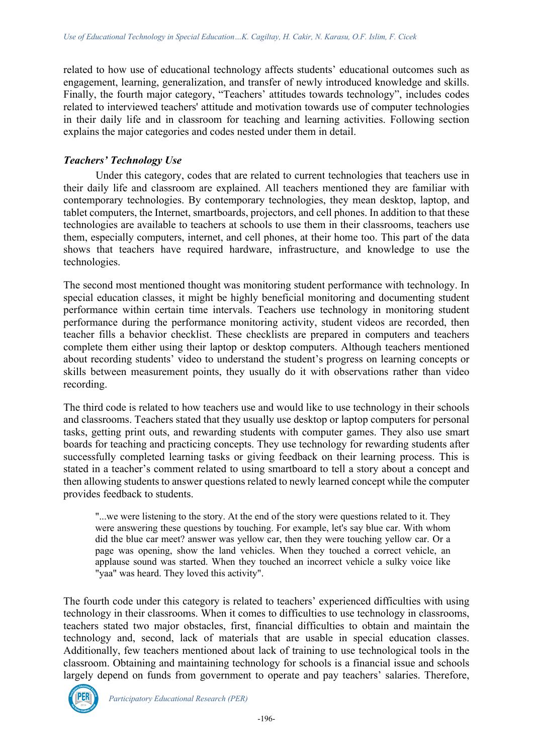related to how use of educational technology affects students' educational outcomes such as engagement, learning, generalization, and transfer of newly introduced knowledge and skills. Finally, the fourth major category, "Teachers' attitudes towards technology", includes codes related to interviewed teachers' attitude and motivation towards use of computer technologies in their daily life and in classroom for teaching and learning activities. Following section explains the major categories and codes nested under them in detail.

### *Teachers' Technology Use*

Under this category, codes that are related to current technologies that teachers use in their daily life and classroom are explained. All teachers mentioned they are familiar with contemporary technologies. By contemporary technologies, they mean desktop, laptop, and tablet computers, the Internet, smartboards, projectors, and cell phones. In addition to that these technologies are available to teachers at schools to use them in their classrooms, teachers use them, especially computers, internet, and cell phones, at their home too. This part of the data shows that teachers have required hardware, infrastructure, and knowledge to use the technologies.

The second most mentioned thought was monitoring student performance with technology. In special education classes, it might be highly beneficial monitoring and documenting student performance within certain time intervals. Teachers use technology in monitoring student performance during the performance monitoring activity, student videos are recorded, then teacher fills a behavior checklist. These checklists are prepared in computers and teachers complete them either using their laptop or desktop computers. Although teachers mentioned about recording students' video to understand the student's progress on learning concepts or skills between measurement points, they usually do it with observations rather than video recording.

The third code is related to how teachers use and would like to use technology in their schools and classrooms. Teachers stated that they usually use desktop or laptop computers for personal tasks, getting print outs, and rewarding students with computer games. They also use smart boards for teaching and practicing concepts. They use technology for rewarding students after successfully completed learning tasks or giving feedback on their learning process. This is stated in a teacher's comment related to using smartboard to tell a story about a concept and then allowing students to answer questions related to newly learned concept while the computer provides feedback to students.

> "...we were listening to the story. At the end of the story were questions related to it. They were answering these questions by touching. For example, let's say blue car. With whom did the blue car meet? answer was yellow car, then they were touching yellow car. Or a page was opening, show the land vehicles. When they touched a correct vehicle, an applause sound was started. When they touched an incorrect vehicle a sulky voice like "yaa" was heard. They loved this activity".

The fourth code under this category is related to teachers' experienced difficulties with using technology in their classrooms. When it comes to difficulties to use technology in classrooms, teachers stated two major obstacles, first, financial difficulties to obtain and maintain the technology and, second, lack of materials that are usable in special education classes. Additionally, few teachers mentioned about lack of training to use technological tools in the classroom. Obtaining and maintaining technology for schools is a financial issue and schools largely depend on funds from government to operate and pay teachers' salaries. Therefore,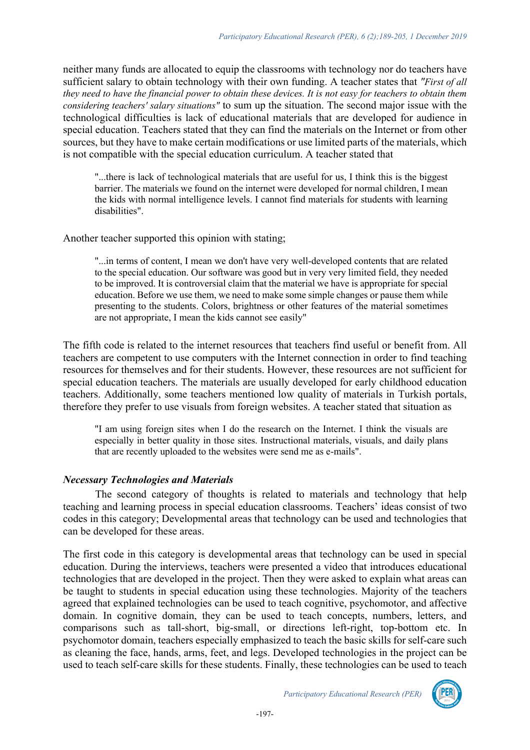neither many funds are allocated to equip the classrooms with technology nor do teachers have sufficient salary to obtain technology with their own funding. A teacher states that *"First of all they need to have the financial power to obtain these devices. It is not easy for teachers to obtain them considering teachers' salary situations"* to sum up the situation. The second major issue with the technological difficulties is lack of educational materials that are developed for audience in special education. Teachers stated that they can find the materials on the Internet or from other sources, but they have to make certain modifications or use limited parts of the materials, which is not compatible with the special education curriculum. A teacher stated that

> "...there is lack of technological materials that are useful for us, I think this is the biggest barrier. The materials we found on the internet were developed for normal children, I mean the kids with normal intelligence levels. I cannot find materials for students with learning disabilities".

Another teacher supported this opinion with stating;

> "...in terms of content, I mean we don't have very well-developed contents that are related to the special education. Our software was good but in very very limited field, they needed to be improved. It is controversial claim that the material we have is appropriate for special education. Before we use them, we need to make some simple changes or pause them while presenting to the students. Colors, brightness or other features of the material sometimes are not appropriate, I mean the kids cannot see easily"

The fifth code is related to the internet resources that teachers find useful or benefit from. All teachers are competent to use computers with the Internet connection in order to find teaching resources for themselves and for their students. However, these resources are not sufficient for special education teachers. The materials are usually developed for early childhood education teachers. Additionally, some teachers mentioned low quality of materials in Turkish portals, therefore they prefer to use visuals from foreign websites. A teacher stated that situation as

> "I am using foreign sites when I do the research on the Internet. I think the visuals are especially in better quality in those sites. Instructional materials, visuals, and daily plans that are recently uploaded to the websites were send me as e-mails".

### *Necessary Technologies and Materials*

The second category of thoughts is related to materials and technology that help teaching and learning process in special education classrooms. Teachers' ideas consist of two codes in this category; Developmental areas that technology can be used and technologies that can be developed for these areas.

The first code in this category is developmental areas that technology can be used in special education. During the interviews, teachers were presented a video that introduces educational technologies that are developed in the project. Then they were asked to explain what areas can be taught to students in special education using these technologies. Majority of the teachers agreed that explained technologies can be used to teach cognitive, psychomotor, and affective domain. In cognitive domain, they can be used to teach concepts, numbers, letters, and comparisons such as tall-short, big-small, or directions left-right, top-bottom etc. In psychomotor domain, teachers especially emphasized to teach the basic skills for self-care such as cleaning the face, hands, arms, feet, and legs. Developed technologies in the project can be used to teach self-care skills for these students. Finally, these technologies can be used to teach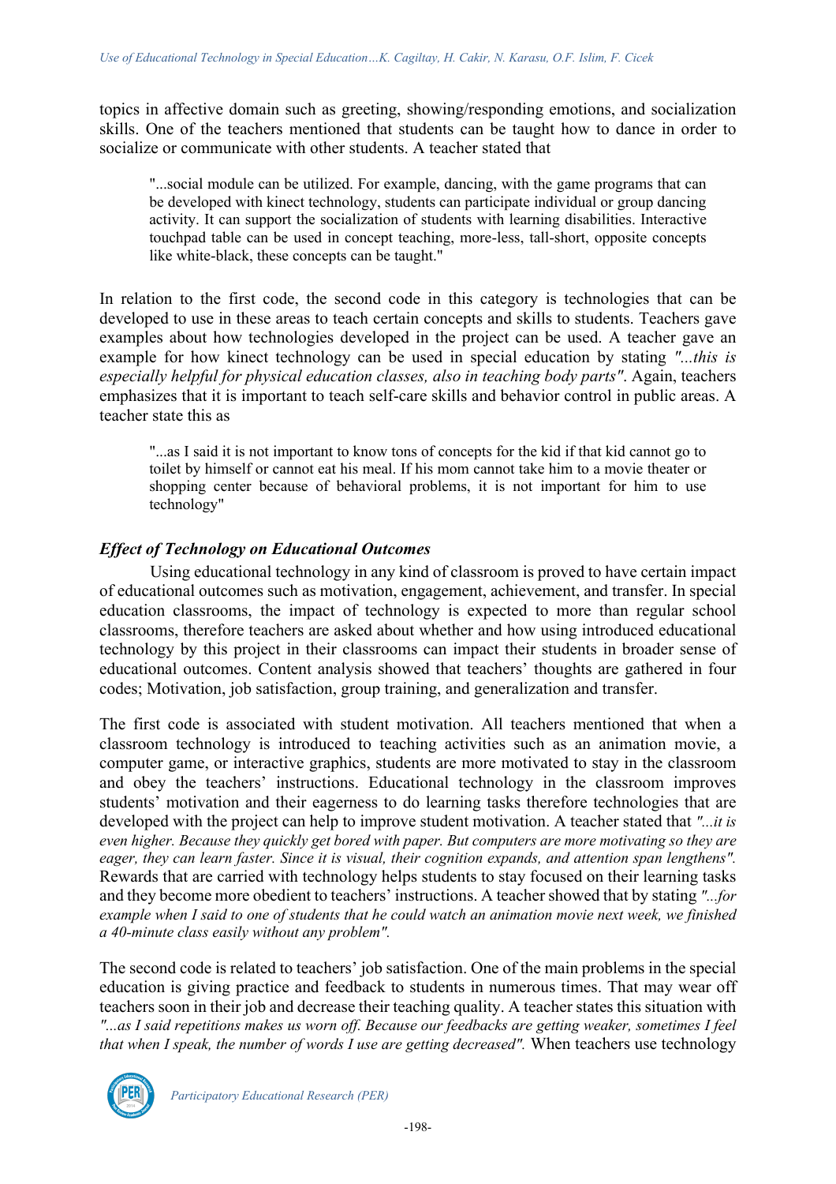topics in affective domain such as greeting, showing/responding emotions, and socialization skills. One of the teachers mentioned that students can be taught how to dance in order to socialize or communicate with other students. A teacher stated that

> "...social module can be utilized. For example, dancing, with the game programs that can be developed with kinect technology, students can participate individual or group dancing activity. It can support the socialization of students with learning disabilities. Interactive touchpad table can be used in concept teaching, more-less, tall-short, opposite concepts like white-black, these concepts can be taught."

In relation to the first code, the second code in this category is technologies that can be developed to use in these areas to teach certain concepts and skills to students. Teachers gave examples about how technologies developed in the project can be used. A teacher gave an example for how kinect technology can be used in special education by stating *"...this is especially helpful for physical education classes, also in teaching body parts"*. Again, teachers emphasizes that it is important to teach self-care skills and behavior control in public areas. A teacher state this as

> "...as I said it is not important to know tons of concepts for the kid if that kid cannot go to toilet by himself or cannot eat his meal. If his mom cannot take him to a movie theater or shopping center because of behavioral problems, it is not important for him to use technology"

### *Effect of Technology on Educational Outcomes*

Using educational technology in any kind of classroom is proved to have certain impact of educational outcomes such as motivation, engagement, achievement, and transfer. In special education classrooms, the impact of technology is expected to more than regular school classrooms, therefore teachers are asked about whether and how using introduced educational technology by this project in their classrooms can impact their students in broader sense of educational outcomes. Content analysis showed that teachers' thoughts are gathered in four codes; Motivation, job satisfaction, group training, and generalization and transfer.

The first code is associated with student motivation. All teachers mentioned that when a classroom technology is introduced to teaching activities such as an animation movie, a computer game, or interactive graphics, students are more motivated to stay in the classroom and obey the teachers' instructions. Educational technology in the classroom improves students' motivation and their eagerness to do learning tasks therefore technologies that are developed with the project can help to improve student motivation. A teacher stated that *"...it is even higher. Because they quickly get bored with paper. But computers are more motivating so they are eager, they can learn faster. Since it is visual, their cognition expands, and attention span lengthens".* Rewards that are carried with technology helps students to stay focused on their learning tasks and they become more obedient to teachers' instructions. A teacher showed that by stating *"...for example when I said to one of students that he could watch an animation movie next week, we finished a 40-minute class easily without any problem".*

The second code is related to teachers' job satisfaction. One of the main problems in the special education is giving practice and feedback to students in numerous times. That may wear off teachers soon in their job and decrease their teaching quality. A teacher states this situation with *"...as I said repetitions makes us worn off. Because our feedbacks are getting weaker, sometimes I feel that when I speak, the number of words I use are getting decreased".* When teachers use technology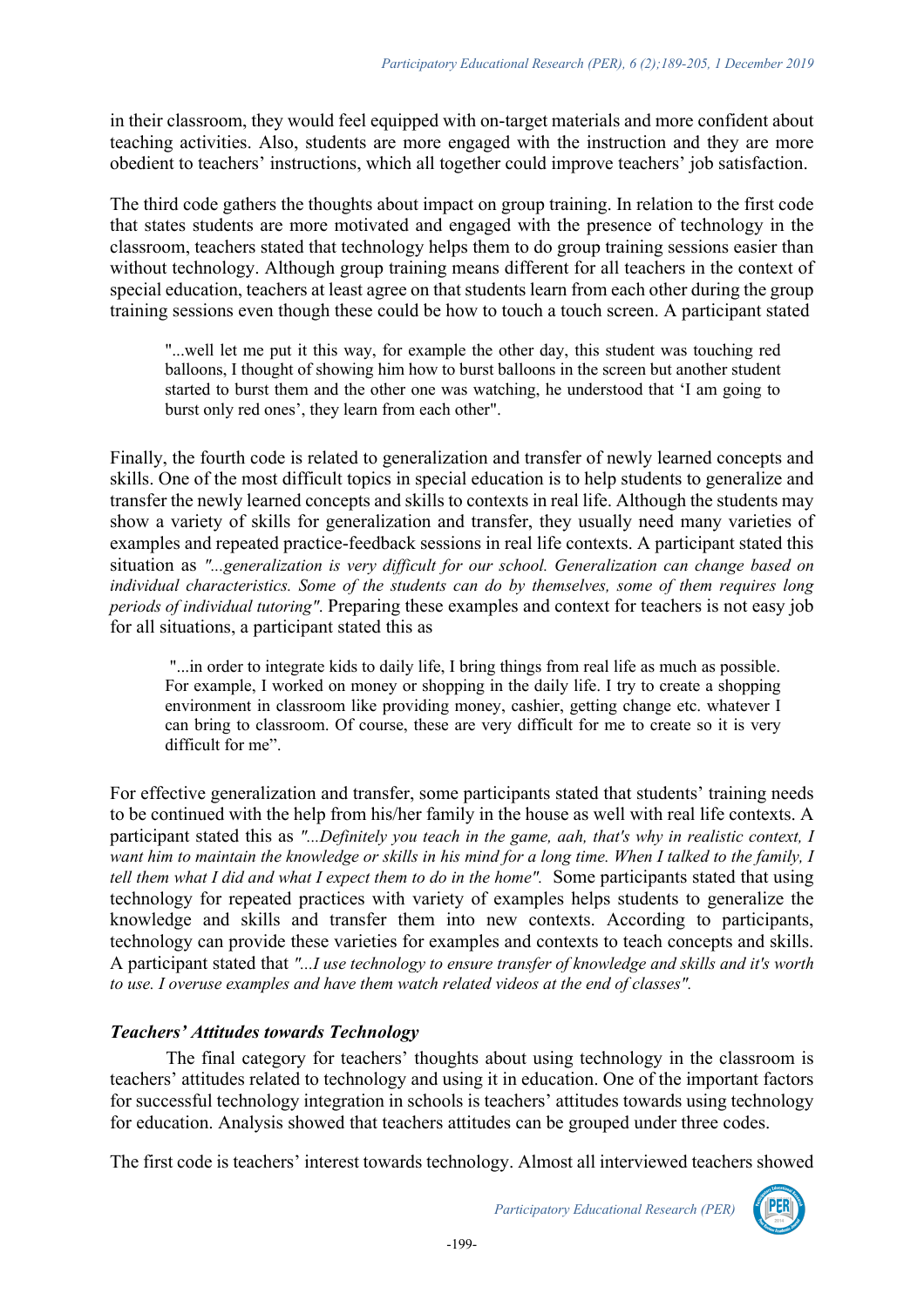in their classroom, they would feel equipped with on-target materials and more confident about teaching activities. Also, students are more engaged with the instruction and they are more obedient to teachers' instructions, which all together could improve teachers' job satisfaction.

The third code gathers the thoughts about impact on group training. In relation to the first code that states students are more motivated and engaged with the presence of technology in the classroom, teachers stated that technology helps them to do group training sessions easier than without technology. Although group training means different for all teachers in the context of special education, teachers at least agree on that students learn from each other during the group training sessions even though these could be how to touch a touch screen. A participant stated

> "...well let me put it this way, for example the other day, this student was touching red balloons, I thought of showing him how to burst balloons in the screen but another student started to burst them and the other one was watching, he understood that 'I am going to burst only red ones', they learn from each other".

Finally, the fourth code is related to generalization and transfer of newly learned concepts and skills. One of the most difficult topics in special education is to help students to generalize and transfer the newly learned concepts and skills to contexts in real life. Although the students may show a variety of skills for generalization and transfer, they usually need many varieties of examples and repeated practice-feedback sessions in real life contexts. A participant stated this situation as *"...generalization is very difficult for our school. Generalization can change based on individual characteristics. Some of the students can do by themselves, some of them requires long periods of individual tutoring".* Preparing these examples and context for teachers is not easy job for all situations, a participant stated this as

> "...in order to integrate kids to daily life, I bring things from real life as much as possible. For example, I worked on money or shopping in the daily life. I try to create a shopping environment in classroom like providing money, cashier, getting change etc. whatever I can bring to classroom. Of course, these are very difficult for me to create so it is very difficult for me".

For effective generalization and transfer, some participants stated that students' training needs to be continued with the help from his/her family in the house as well with real life contexts. A participant stated this as *"...Definitely you teach in the game, aah, that's why in realistic context, I want him to maintain the knowledge or skills in his mind for a long time. When I talked to the family, I tell them what I did and what I expect them to do in the home".* Some participants stated that using technology for repeated practices with variety of examples helps students to generalize the knowledge and skills and transfer them into new contexts. According to participants, technology can provide these varieties for examples and contexts to teach concepts and skills. A participant stated that *"...I use technology to ensure transfer of knowledge and skills and it's worth to use. I overuse examples and have them watch related videos at the end of classes".*

### *Teachers' Attitudes towards Technology*

The final category for teachers' thoughts about using technology in the classroom is teachers' attitudes related to technology and using it in education. One of the important factors for successful technology integration in schools is teachers' attitudes towards using technology for education. Analysis showed that teachers attitudes can be grouped under three codes.

The first code is teachers' interest towards technology. Almost all interviewed teachers showed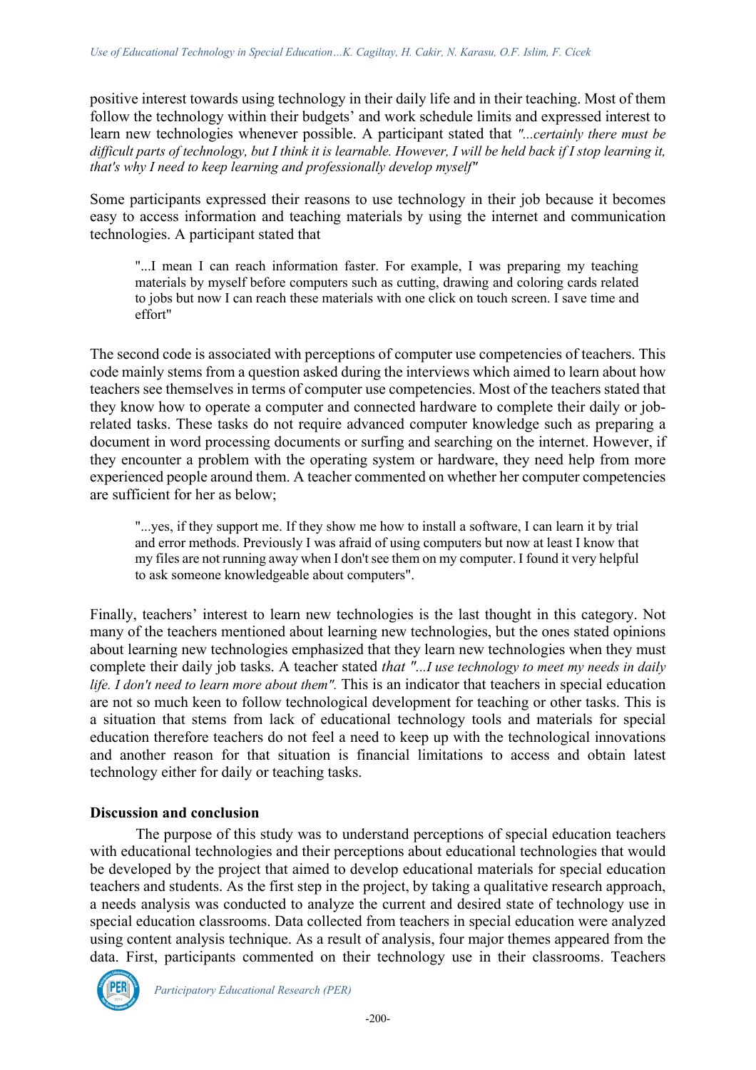positive interest towards using technology in their daily life and in their teaching. Most of them follow the technology within their budgets' and work schedule limits and expressed interest to learn new technologies whenever possible. A participant stated that *"...certainly there must be difficult parts of technology, but I think it is learnable. However, I will be held back if I stop learning it, that's why I need to keep learning and professionally develop myself"*

Some participants expressed their reasons to use technology in their job because it becomes easy to access information and teaching materials by using the internet and communication technologies. A participant stated that

> "...I mean I can reach information faster. For example, I was preparing my teaching materials by myself before computers such as cutting, drawing and coloring cards related to jobs but now I can reach these materials with one click on touch screen. I save time and effort"

The second code is associated with perceptions of computer use competencies of teachers. This code mainly stems from a question asked during the interviews which aimed to learn about how teachers see themselves in terms of computer use competencies. Most of the teachers stated that they know how to operate a computer and connected hardware to complete their daily or job-related tasks. These tasks do not require advanced computer knowledge such as preparing a document in word processing documents or surfing and searching on the internet. However, if they encounter a problem with the operating system or hardware, they need help from more experienced people around them. A teacher commented on whether her computer competencies are sufficient for her as below;

> "...yes, if they support me. If they show me how to install a software, I can learn it by trial and error methods. Previously I was afraid of using computers but now at least I know that my files are not running away when I don't see them on my computer. I found it very helpful to ask someone knowledgeable about computers".

Finally, teachers' interest to learn new technologies is the last thought in this category. Not many of the teachers mentioned about learning new technologies, but the ones stated opinions about learning new technologies emphasized that they learn new technologies when they must complete their daily job tasks. A teacher stated *that "...I use technology to meet my needs in daily life. I don't need to learn more about them".* This is an indicator that teachers in special education are not so much keen to follow technological development for teaching or other tasks. This is a situation that stems from lack of educational technology tools and materials for special education therefore teachers do not feel a need to keep up with the technological innovations and another reason for that situation is financial limitations to access and obtain latest technology either for daily or teaching tasks.

## Discussion and conclusion

The purpose of this study was to understand perceptions of special education teachers with educational technologies and their perceptions about educational technologies that would be developed by the project that aimed to develop educational materials for special education teachers and students. As the first step in the project, by taking a qualitative research approach, a needs analysis was conducted to analyze the current and desired state of technology use in special education classrooms. Data collected from teachers in special education were analyzed using content analysis technique. As a result of analysis, four major themes appeared from the data. First, participants commented on their technology use in their classrooms. Teachers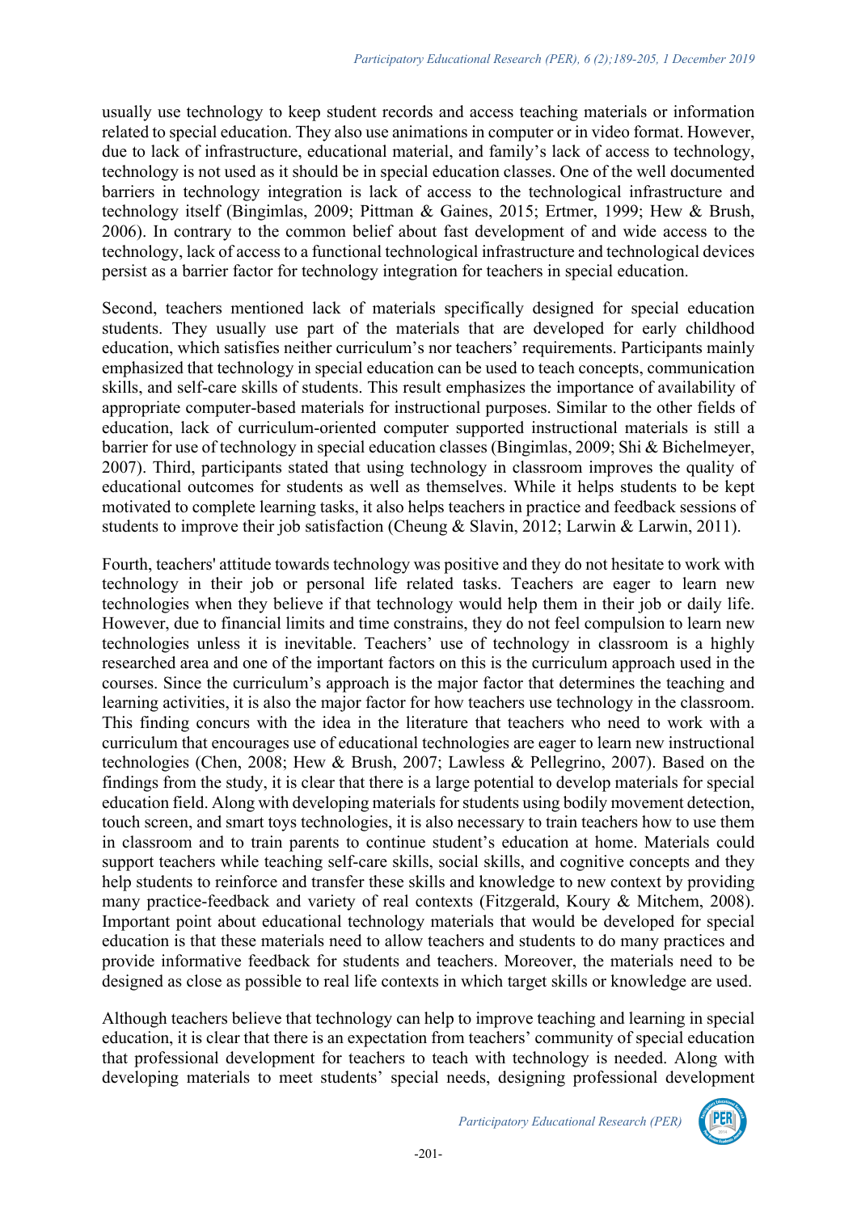usually use technology to keep student records and access teaching materials or information related to special education. They also use animations in computer or in video format. However, due to lack of infrastructure, educational material, and family's lack of access to technology, technology is not used as it should be in special education classes. One of the well documented barriers in technology integration is lack of access to the technological infrastructure and technology itself (Bingimlas, 2009; Pittman & Gaines, 2015; Ertmer, 1999; Hew & Brush, 2006). In contrary to the common belief about fast development of and wide access to the technology, lack of access to a functional technological infrastructure and technological devices persist as a barrier factor for technology integration for teachers in special education.

Second, teachers mentioned lack of materials specifically designed for special education students. They usually use part of the materials that are developed for early childhood education, which satisfies neither curriculum's nor teachers' requirements. Participants mainly emphasized that technology in special education can be used to teach concepts, communication skills, and self-care skills of students. This result emphasizes the importance of availability of appropriate computer-based materials for instructional purposes. Similar to the other fields of education, lack of curriculum-oriented computer supported instructional materials is still a barrier for use of technology in special education classes (Bingimlas, 2009; Shi & Bichelmeyer, 2007). Third, participants stated that using technology in classroom improves the quality of educational outcomes for students as well as themselves. While it helps students to be kept motivated to complete learning tasks, it also helps teachers in practice and feedback sessions of students to improve their job satisfaction (Cheung & Slavin, 2012; Larwin & Larwin, 2011).

Fourth, teachers' attitude towards technology was positive and they do not hesitate to work with technology in their job or personal life related tasks. Teachers are eager to learn new technologies when they believe if that technology would help them in their job or daily life. However, due to financial limits and time constrains, they do not feel compulsion to learn new technologies unless it is inevitable. Teachers' use of technology in classroom is a highly researched area and one of the important factors on this is the curriculum approach used in the courses. Since the curriculum's approach is the major factor that determines the teaching and learning activities, it is also the major factor for how teachers use technology in the classroom. This finding concurs with the idea in the literature that teachers who need to work with a curriculum that encourages use of educational technologies are eager to learn new instructional technologies (Chen, 2008; Hew & Brush, 2007; Lawless & Pellegrino, 2007). Based on the findings from the study, it is clear that there is a large potential to develop materials for special education field. Along with developing materials for students using bodily movement detection, touch screen, and smart toys technologies, it is also necessary to train teachers how to use them in classroom and to train parents to continue student's education at home. Materials could support teachers while teaching self-care skills, social skills, and cognitive concepts and they help students to reinforce and transfer these skills and knowledge to new context by providing many practice-feedback and variety of real contexts (Fitzgerald, Koury & Mitchem, 2008). Important point about educational technology materials that would be developed for special education is that these materials need to allow teachers and students to do many practices and provide informative feedback for students and teachers. Moreover, the materials need to be designed as close as possible to real life contexts in which target skills or knowledge are used.

Although teachers believe that technology can help to improve teaching and learning in special education, it is clear that there is an expectation from teachers' community of special education that professional development for teachers to teach with technology is needed. Along with developing materials to meet students' special needs, designing professional development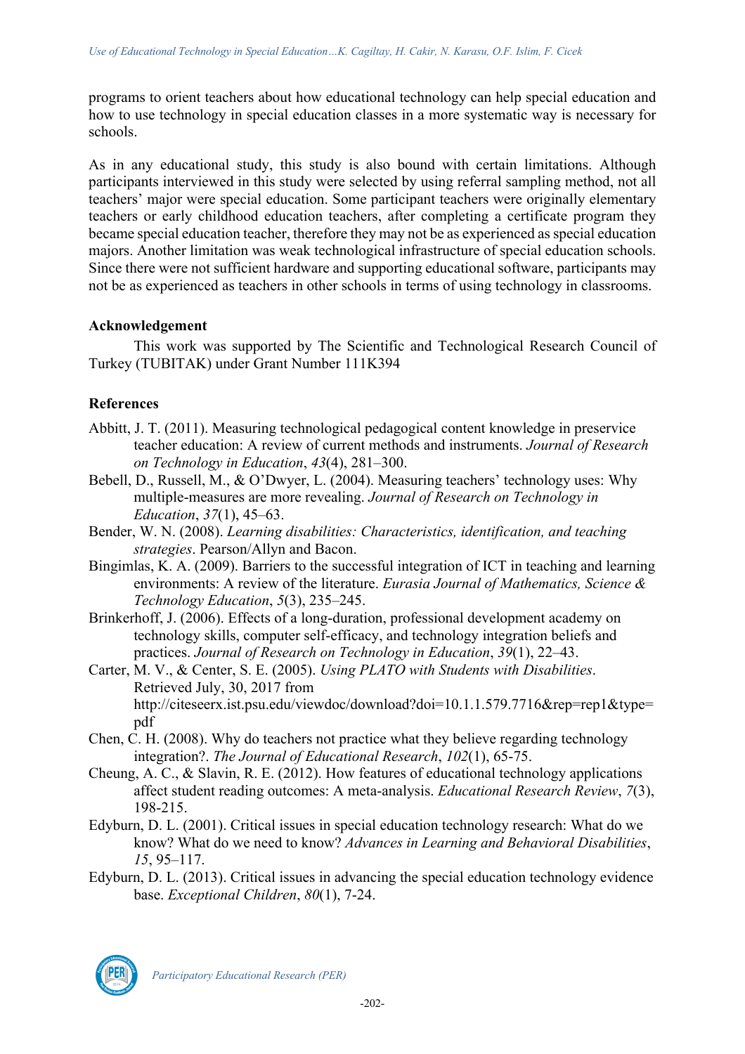programs to orient teachers about how educational technology can help special education and how to use technology in special education classes in a more systematic way is necessary for schools.

As in any educational study, this study is also bound with certain limitations. Although participants interviewed in this study were selected by using referral sampling method, not all teachers' major were special education. Some participant teachers were originally elementary teachers or early childhood education teachers, after completing a certificate program they became special education teacher, therefore they may not be as experienced as special education majors. Another limitation was weak technological infrastructure of special education schools. Since there were not sufficient hardware and supporting educational software, participants may not be as experienced as teachers in other schools in terms of using technology in classrooms.

## Acknowledgement

This work was supported by The Scientific and Technological Research Council of Turkey (TUBITAK) under Grant Number 111K394

## References

Abbitt, J. T. (2011). Measuring technological pedagogical content knowledge in preservice teacher education: A review of current methods and instruments. *Journal of Research on Technology in Education*, *43*(4), 281–300.

Bebell, D., Russell, M., & O'Dwyer, L. (2004). Measuring teachers' technology uses: Why multiple-measures are more revealing. *Journal of Research on Technology in Education*, *37*(1), 45–63.

Bender, W. N. (2008). *Learning disabilities: Characteristics, identification, and teaching strategies*. Pearson/Allyn and Bacon.

Bingimlas, K. A. (2009). Barriers to the successful integration of ICT in teaching and learning environments: A review of the literature. *Eurasia Journal of Mathematics, Science & Technology Education*, *5*(3), 235–245.

Brinkerhoff, J. (2006). Effects of a long-duration, professional development academy on technology skills, computer self-efficacy, and technology integration beliefs and practices. *Journal of Research on Technology in Education*, *39*(1), 22–43.

Carter, M. V., & Center, S. E. (2005). *Using PLATO with Students with Disabilities*. Retrieved July, 30, 2017 from http://citeseerx.ist.psu.edu/viewdoc/download?doi=10.1.1.579.7716&rep=rep1&type=pdf

Chen, C. H. (2008). Why do teachers not practice what they believe regarding technology integration?. *The Journal of Educational Research*, *102*(1), 65-75.

Cheung, A. C., & Slavin, R. E. (2012). How features of educational technology applications affect student reading outcomes: A meta-analysis. *Educational Research Review*, *7*(3), 198-215.

Edyburn, D. L. (2001). Critical issues in special education technology research: What do we know? What do we need to know? *Advances in Learning and Behavioral Disabilities*, *15*, 95–117.

Edyburn, D. L. (2013). Critical issues in advancing the special education technology evidence base. *Exceptional Children*, *80*(1), 7-24.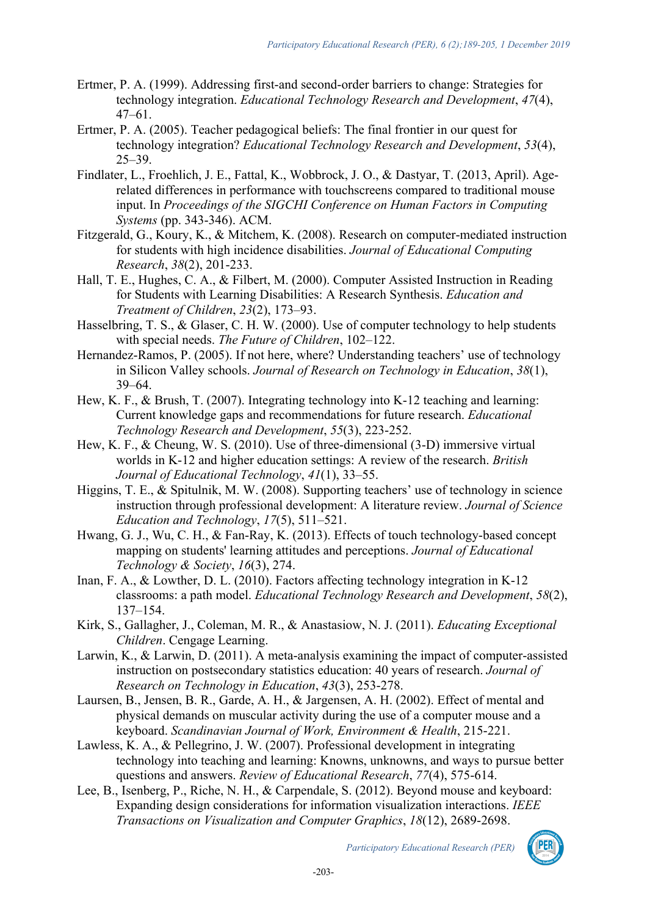Ertmer, P. A. (1999). Addressing first-and second-order barriers to change: Strategies for technology integration. *Educational Technology Research and Development*, *47*(4), 47–61.

Ertmer, P. A. (2005). Teacher pedagogical beliefs: The final frontier in our quest for technology integration? *Educational Technology Research and Development*, *53*(4), 25–39.

Findlater, L., Froehlich, J. E., Fattal, K., Wobbrock, J. O., & Dastyar, T. (2013, April). Age-related differences in performance with touchscreens compared to traditional mouse input. In *Proceedings of the SIGCHI Conference on Human Factors in Computing Systems* (pp. 343-346). ACM.

Fitzgerald, G., Koury, K., & Mitchem, K. (2008). Research on computer-mediated instruction for students with high incidence disabilities. *Journal of Educational Computing Research*, *38*(2), 201-233.

Hall, T. E., Hughes, C. A., & Filbert, M. (2000). Computer Assisted Instruction in Reading for Students with Learning Disabilities: A Research Synthesis. *Education and Treatment of Children*, *23*(2), 173–93.

Hasselbring, T. S., & Glaser, C. H. W. (2000). Use of computer technology to help students with special needs. *The Future of Children*, 102–122.

Hernandez-Ramos, P. (2005). If not here, where? Understanding teachers' use of technology in Silicon Valley schools. *Journal of Research on Technology in Education*, *38*(1), 39–64.

Hew, K. F., & Brush, T. (2007). Integrating technology into K-12 teaching and learning: Current knowledge gaps and recommendations for future research. *Educational Technology Research and Development*, *55*(3), 223-252.

Hew, K. F., & Cheung, W. S. (2010). Use of three-dimensional (3-D) immersive virtual worlds in K-12 and higher education settings: A review of the research. *British Journal of Educational Technology*, *41*(1), 33–55.

Higgins, T. E., & Spitulnik, M. W. (2008). Supporting teachers' use of technology in science instruction through professional development: A literature review. *Journal of Science Education and Technology*, *17*(5), 511–521.

Hwang, G. J., Wu, C. H., & Fan-Ray, K. (2013). Effects of touch technology-based concept mapping on students' learning attitudes and perceptions. *Journal of Educational Technology & Society*, *16*(3), 274.

Inan, F. A., & Lowther, D. L. (2010). Factors affecting technology integration in K-12 classrooms: a path model. *Educational Technology Research and Development*, *58*(2), 137–154.

Kirk, S., Gallagher, J., Coleman, M. R., & Anastasiow, N. J. (2011). *Educating Exceptional Children*. Cengage Learning.

Larwin, K., & Larwin, D. (2011). A meta-analysis examining the impact of computer-assisted instruction on postsecondary statistics education: 40 years of research. *Journal of Research on Technology in Education*, *43*(3), 253-278.

Laursen, B., Jensen, B. R., Garde, A. H., & Jargensen, A. H. (2002). Effect of mental and physical demands on muscular activity during the use of a computer mouse and a keyboard. *Scandinavian Journal of Work, Environment & Health*, 215-221.

Lawless, K. A., & Pellegrino, J. W. (2007). Professional development in integrating technology into teaching and learning: Knowns, unknowns, and ways to pursue better questions and answers. *Review of Educational Research*, *77*(4), 575-614.

Lee, B., Isenberg, P., Riche, N. H., & Carpendale, S. (2012). Beyond mouse and keyboard: Expanding design considerations for information visualization interactions. *IEEE Transactions on Visualization and Computer Graphics*, *18*(12), 2689-2698.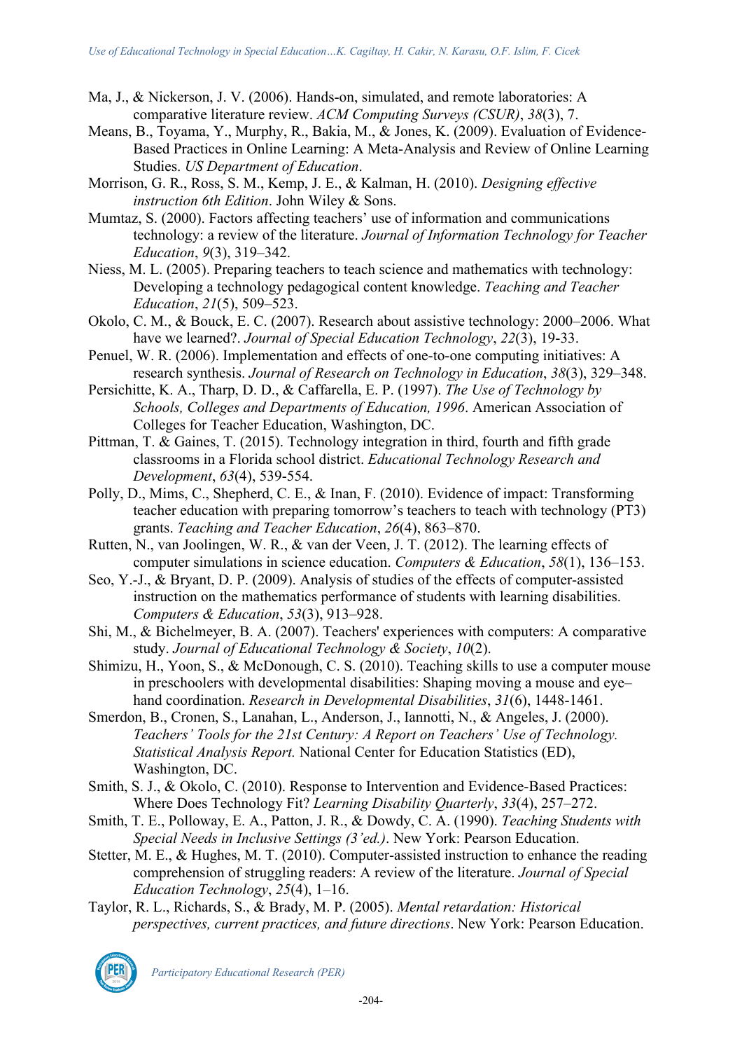Ma, J., & Nickerson, J. V. (2006). Hands-on, simulated, and remote laboratories: A comparative literature review. *ACM Computing Surveys (CSUR)*, *38*(3), 7.

Means, B., Toyama, Y., Murphy, R., Bakia, M., & Jones, K. (2009). Evaluation of Evidence-Based Practices in Online Learning: A Meta-Analysis and Review of Online Learning Studies. *US Department of Education*.

Morrison, G. R., Ross, S. M., Kemp, J. E., & Kalman, H. (2010). *Designing effective instruction 6th Edition*. John Wiley & Sons.

Mumtaz, S. (2000). Factors affecting teachers' use of information and communications technology: a review of the literature. *Journal of Information Technology for Teacher Education*, *9*(3), 319–342.

Niess, M. L. (2005). Preparing teachers to teach science and mathematics with technology: Developing a technology pedagogical content knowledge. *Teaching and Teacher Education*, *21*(5), 509–523.

Okolo, C. M., & Bouck, E. C. (2007). Research about assistive technology: 2000–2006. What have we learned?. *Journal of Special Education Technology*, *22*(3), 19-33.

Penuel, W. R. (2006). Implementation and effects of one-to-one computing initiatives: A research synthesis. *Journal of Research on Technology in Education*, *38*(3), 329–348.

Persichitte, K. A., Tharp, D. D., & Caffarella, E. P. (1997). *The Use of Technology by Schools, Colleges and Departments of Education, 1996*. American Association of Colleges for Teacher Education, Washington, DC.

Pittman, T. & Gaines, T. (2015). Technology integration in third, fourth and fifth grade classrooms in a Florida school district. *Educational Technology Research and Development*, *63*(4), 539-554.

Polly, D., Mims, C., Shepherd, C. E., & Inan, F. (2010). Evidence of impact: Transforming teacher education with preparing tomorrow's teachers to teach with technology (PT3) grants. *Teaching and Teacher Education*, *26*(4), 863–870.

Rutten, N., van Joolingen, W. R., & van der Veen, J. T. (2012). The learning effects of computer simulations in science education. *Computers & Education*, *58*(1), 136–153.

Seo, Y.-J., & Bryant, D. P. (2009). Analysis of studies of the effects of computer-assisted instruction on the mathematics performance of students with learning disabilities. *Computers & Education*, *53*(3), 913–928.

Shi, M., & Bichelmeyer, B. A. (2007). Teachers' experiences with computers: A comparative study. *Journal of Educational Technology & Society*, *10*(2).

Shimizu, H., Yoon, S., & McDonough, C. S. (2010). Teaching skills to use a computer mouse in preschoolers with developmental disabilities: Shaping moving a mouse and eye–hand coordination. *Research in Developmental Disabilities*, *31*(6), 1448-1461.

Smerdon, B., Cronen, S., Lanahan, L., Anderson, J., Iannotti, N., & Angeles, J. (2000). *Teachers' Tools for the 21st Century: A Report on Teachers' Use of Technology. Statistical Analysis Report.* National Center for Education Statistics (ED), Washington, DC.

Smith, S. J., & Okolo, C. (2010). Response to Intervention and Evidence-Based Practices: Where Does Technology Fit? *Learning Disability Quarterly*, *33*(4), 257–272.

Smith, T. E., Polloway, E. A., Patton, J. R., & Dowdy, C. A. (1990). *Teaching Students with Special Needs in Inclusive Settings (3'ed.)*. New York: Pearson Education.

Stetter, M. E., & Hughes, M. T. (2010). Computer-assisted instruction to enhance the reading comprehension of struggling readers: A review of the literature. *Journal of Special Education Technology*, *25*(4), 1–16.

Taylor, R. L., Richards, S., & Brady, M. P. (2005). *Mental retardation: Historical perspectives, current practices, and future directions*. New York: Pearson Education.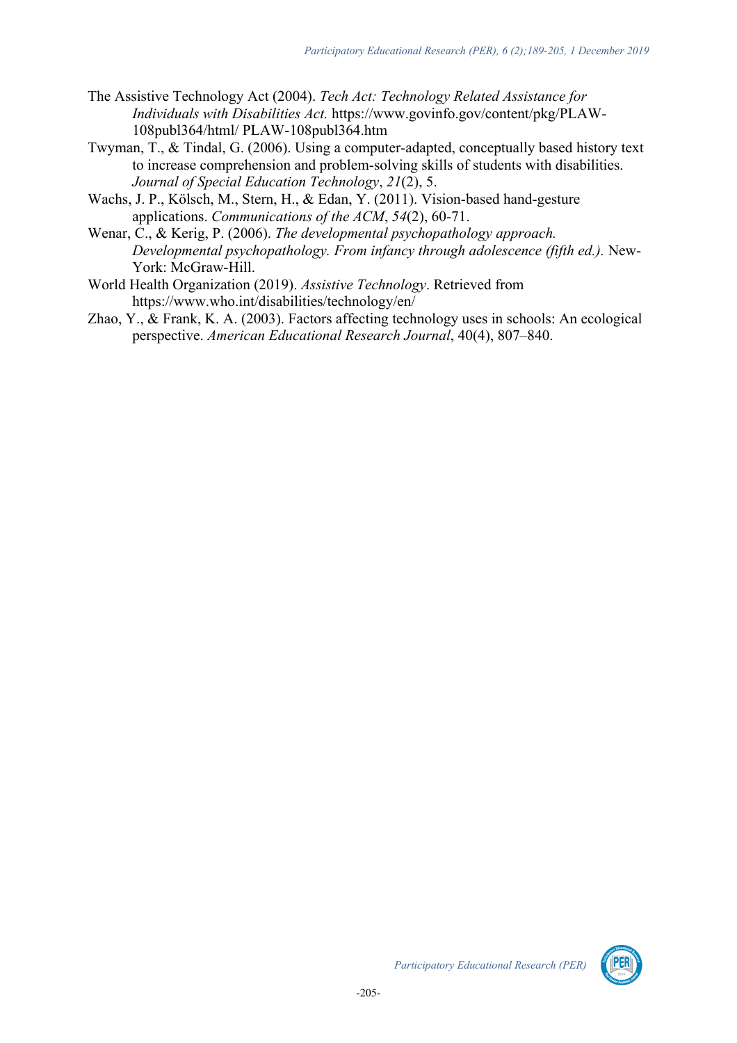The Assistive Technology Act (2004). *Tech Act: Technology Related Assistance for Individuals with Disabilities Act.* https://www.govinfo.gov/content/pkg/PLAW-108publ364/html/ PLAW-108publ364.htm

Twyman, T., & Tindal, G. (2006). Using a computer-adapted, conceptually based history text to increase comprehension and problem-solving skills of students with disabilities. *Journal of Special Education Technology*, *21*(2), 5.

Wachs, J. P., Kölsch, M., Stern, H., & Edan, Y. (2011). Vision-based hand-gesture applications. *Communications of the ACM*, *54*(2), 60-71.

Wenar, C., & Kerig, P. (2006). *The developmental psychopathology approach. Developmental psychopathology. From infancy through adolescence (fifth ed.).* New-York: McGraw-Hill.

World Health Organization (2019). *Assistive Technology*. Retrieved from https://www.who.int/disabilities/technology/en/

Zhao, Y., & Frank, K. A. (2003). Factors affecting technology uses in schools: An ecological perspective. *American Educational Research Journal*, 40(4), 807–840.